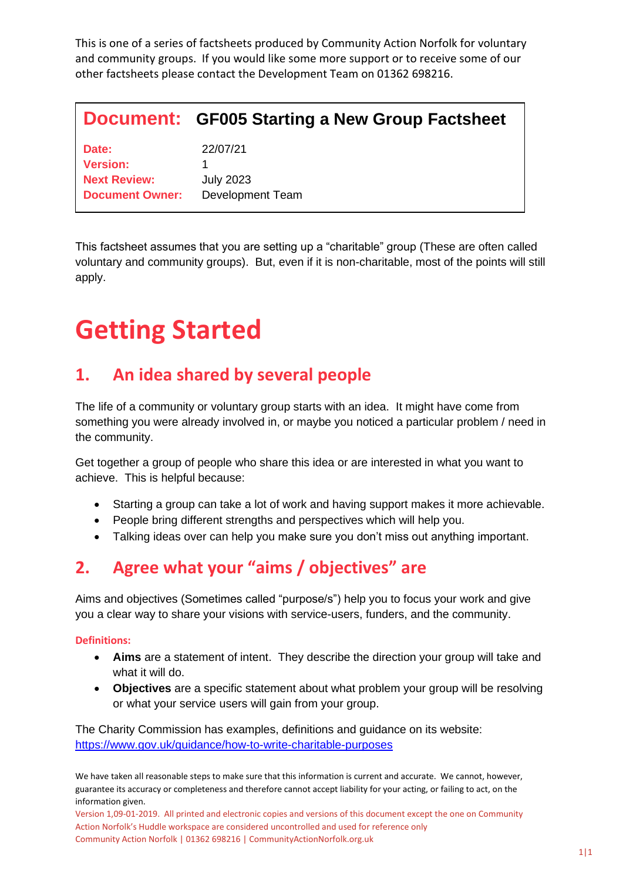This is one of a series of factsheets produced by Community Action Norfolk for voluntary and community groups. If you would like some more support or to receive some of our other factsheets please contact the Development Team on 01362 698216.

| **Document:** | **GF005 Starting a New Group Factsheet** |
| --- | --- |
| **Date:** | 22/07/21 |
| **Version:** | 1 |
| **Next Review:** | July 2023 |
| **Document Owner:** | Development Team |

This factsheet assumes that you are setting up a "charitable" group (These are often called voluntary and community groups). But, even if it is non-charitable, most of the points will still apply.

# Getting Started

## 1. An idea shared by several people

The life of a community or voluntary group starts with an idea. It might have come from something you were already involved in, or maybe you noticed a particular problem / need in the community.

Get together a group of people who share this idea or are interested in what you want to achieve. This is helpful because:

- Starting a group can take a lot of work and having support makes it more achievable.
- People bring different strengths and perspectives which will help you.
- Talking ideas over can help you make sure you don't miss out anything important.

## 2. Agree what your "aims / objectives" are

Aims and objectives (Sometimes called "purpose/s") help you to focus your work and give you a clear way to share your visions with service-users, funders, and the community.

**Definitions:**

- **Aims** are a statement of intent. They describe the direction your group will take and what it will do.
- **Objectives** are a specific statement about what problem your group will be resolving or what your service users will gain from your group.

The Charity Commission has examples, definitions and guidance on its website: https://www.gov.uk/guidance/how-to-write-charitable-purposes

We have taken all reasonable steps to make sure that this information is current and accurate. We cannot, however, guarantee its accuracy or completeness and therefore cannot accept liability for your acting, or failing to act, on the information given.

Version 1,09-01-2019. All printed and electronic copies and versions of this document except the one on Community Action Norfolk's Huddle workspace are considered uncontrolled and used for reference only

Community Action Norfolk | 01362 698216 | CommunityActionNorfolk.org.uk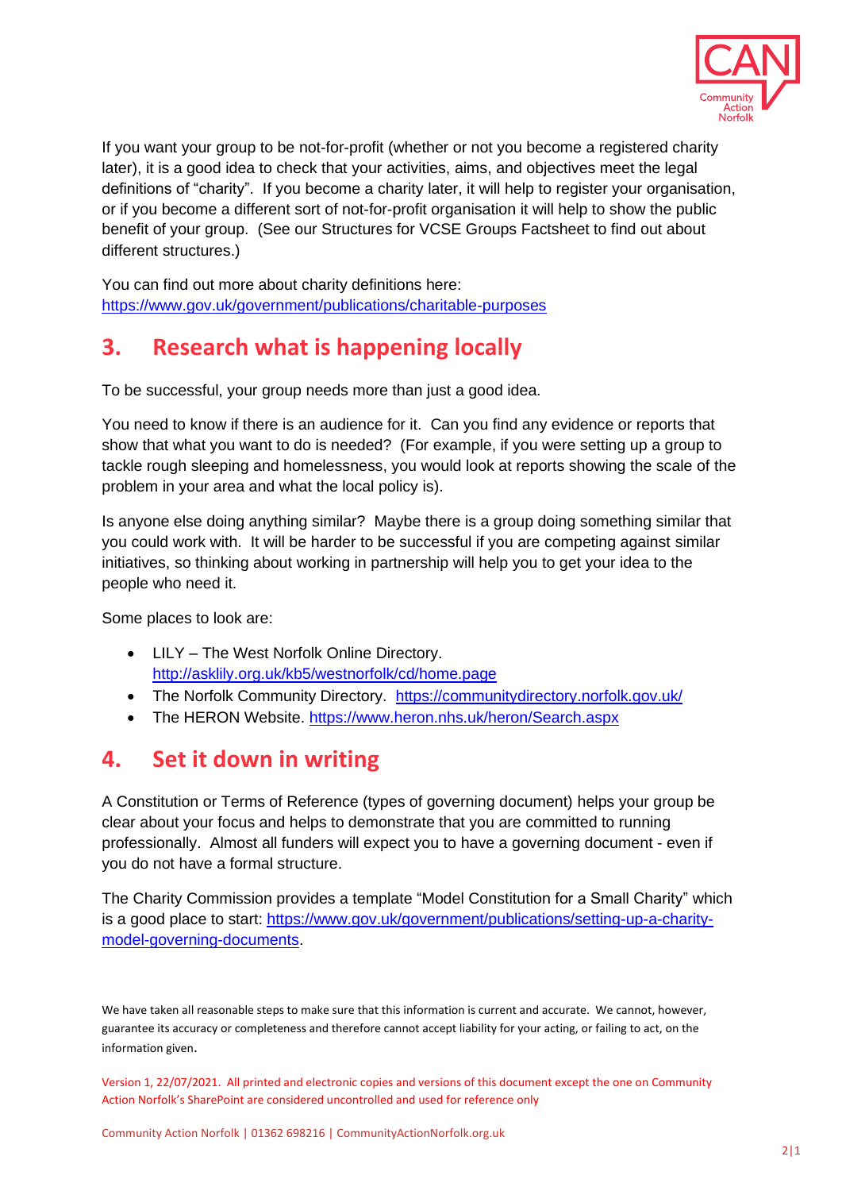If you want your group to be not-for-profit (whether or not you become a registered charity later), it is a good idea to check that your activities, aims, and objectives meet the legal definitions of "charity". If you become a charity later, it will help to register your organisation, or if you become a different sort of not-for-profit organisation it will help to show the public benefit of your group. (See our Structures for VCSE Groups Factsheet to find out about different structures.)

You can find out more about charity definitions here: https://www.gov.uk/government/publications/charitable-purposes

## 3. Research what is happening locally

To be successful, your group needs more than just a good idea.

You need to know if there is an audience for it. Can you find any evidence or reports that show that what you want to do is needed? (For example, if you were setting up a group to tackle rough sleeping and homelessness, you would look at reports showing the scale of the problem in your area and what the local policy is).

Is anyone else doing anything similar? Maybe there is a group doing something similar that you could work with. It will be harder to be successful if you are competing against similar initiatives, so thinking about working in partnership will help you to get your idea to the people who need it.

Some places to look are:

- LILY – The West Norfolk Online Directory. http://asklily.org.uk/kb5/westnorfolk/cd/home.page
- The Norfolk Community Directory. https://communitydirectory.norfolk.gov.uk/
- The HERON Website. https://www.heron.nhs.uk/heron/Search.aspx

## 4. Set it down in writing

A Constitution or Terms of Reference (types of governing document) helps your group be clear about your focus and helps to demonstrate that you are committed to running professionally. Almost all funders will expect you to have a governing document - even if you do not have a formal structure.

The Charity Commission provides a template "Model Constitution for a Small Charity" which is a good place to start: https://www.gov.uk/government/publications/setting-up-a-charity-model-governing-documents.

We have taken all reasonable steps to make sure that this information is current and accurate. We cannot, however, guarantee its accuracy or completeness and therefore cannot accept liability for your acting, or failing to act, on the information given.

Version 1, 22/07/2021. All printed and electronic copies and versions of this document except the one on Community Action Norfolk's SharePoint are considered uncontrolled and used for reference only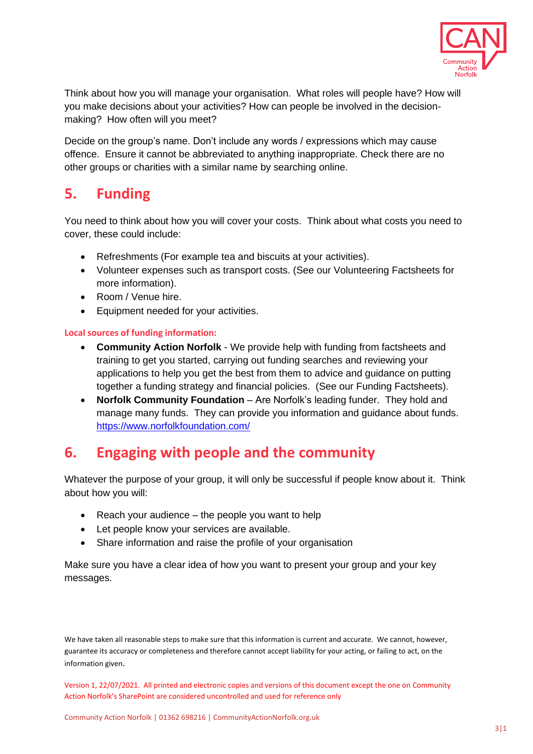Think about how you will manage your organisation. What roles will people have? How will you make decisions about your activities? How can people be involved in the decision-making? How often will you meet?

Decide on the group's name. Don't include any words / expressions which may cause offence. Ensure it cannot be abbreviated to anything inappropriate. Check there are no other groups or charities with a similar name by searching online.

## 5. Funding

You need to think about how you will cover your costs. Think about what costs you need to cover, these could include:

- Refreshments (For example tea and biscuits at your activities).
- Volunteer expenses such as transport costs. (See our Volunteering Factsheets for more information).
- Room / Venue hire.
- Equipment needed for your activities.

#### Local sources of funding information:

- **Community Action Norfolk** - We provide help with funding from factsheets and training to get you started, carrying out funding searches and reviewing your applications to help you get the best from them to advice and guidance on putting together a funding strategy and financial policies. (See our Funding Factsheets).
- **Norfolk Community Foundation** – Are Norfolk's leading funder. They hold and manage many funds. They can provide you information and guidance about funds. https://www.norfolkfoundation.com/

## 6. Engaging with people and the community

Whatever the purpose of your group, it will only be successful if people know about it. Think about how you will:

- Reach your audience – the people you want to help
- Let people know your services are available.
- Share information and raise the profile of your organisation

Make sure you have a clear idea of how you want to present your group and your key messages.

We have taken all reasonable steps to make sure that this information is current and accurate. We cannot, however, guarantee its accuracy or completeness and therefore cannot accept liability for your acting, or failing to act, on the information given.

Version 1, 22/07/2021. All printed and electronic copies and versions of this document except the one on Community Action Norfolk's SharePoint are considered uncontrolled and used for reference only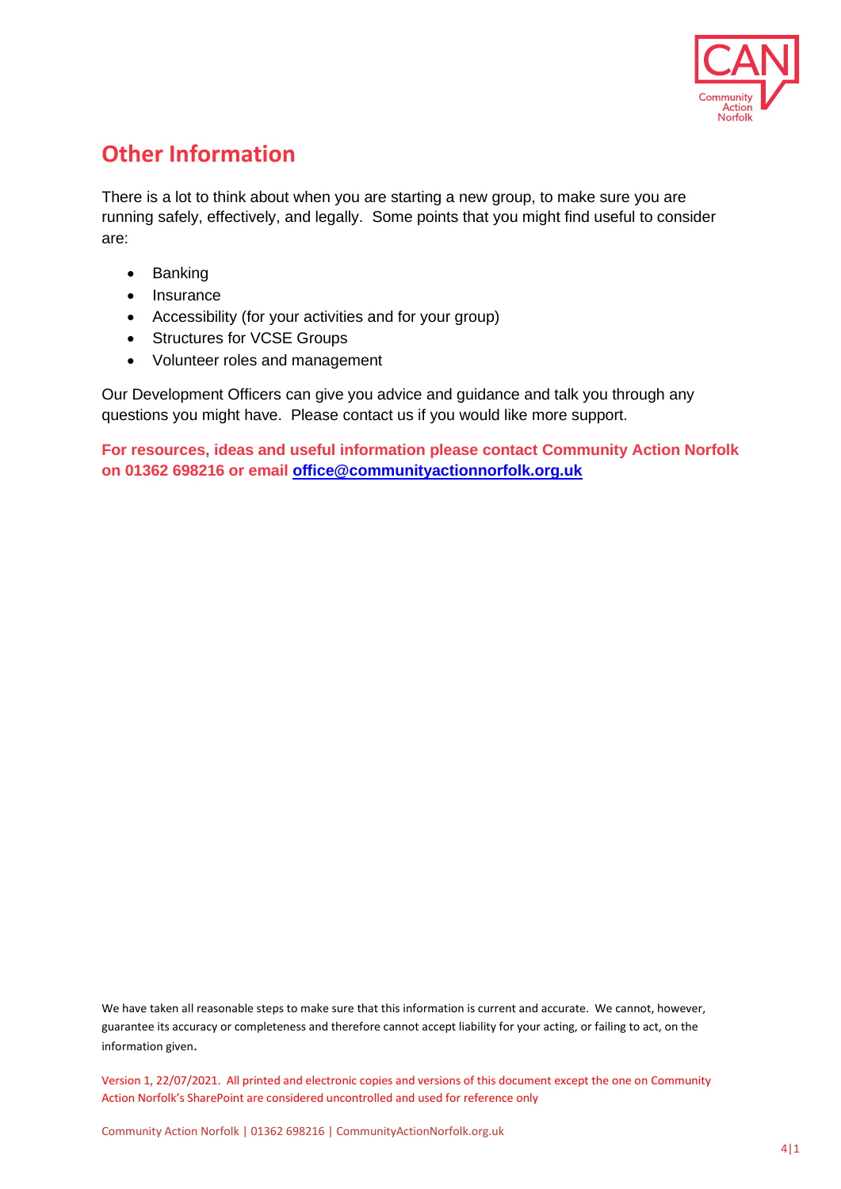## Other Information

There is a lot to think about when you are starting a new group, to make sure you are running safely, effectively, and legally.  Some points that you might find useful to consider are:

- Banking
- Insurance
- Accessibility (for your activities and for your group)
- Structures for VCSE Groups
- Volunteer roles and management

Our Development Officers can give you advice and guidance and talk you through any questions you might have.  Please contact us if you would like more support.

**For resources, ideas and useful information please contact Community Action Norfolk on 01362 698216 or email office@communityactionnorfolk.org.uk**

We have taken all reasonable steps to make sure that this information is current and accurate.  We cannot, however, guarantee its accuracy or completeness and therefore cannot accept liability for your acting, or failing to act, on the information given.

Version 1, 22/07/2021.  All printed and electronic copies and versions of this document except the one on Community Action Norfolk's SharePoint are considered uncontrolled and used for reference only